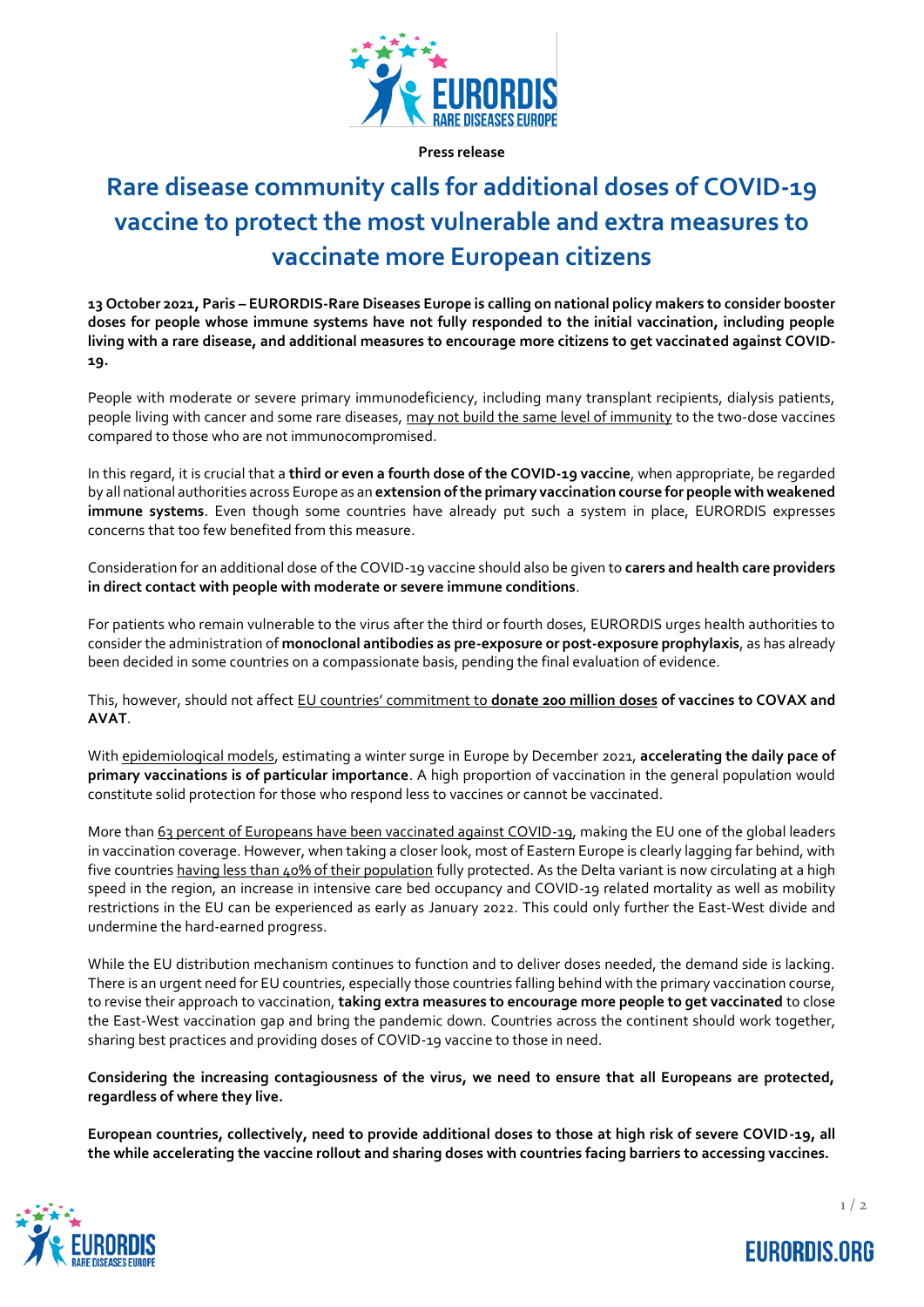Press release

# Rare disease community calls for additional doses of COVID-19 vaccine to protect the most vulnerable and extra measures to vaccinate more European citizens

**13 October 2021, Paris – EURORDIS-Rare Diseases Europe is calling on national policy makers to consider booster doses for people whose immune systems have not fully responded to the initial vaccination, including people living with a rare disease, and additional measures to encourage more citizens to get vaccinated against COVID-19.**

People with moderate or severe primary immunodeficiency, including many transplant recipients, dialysis patients, people living with cancer and some rare diseases, may not build the same level of immunity to the two-dose vaccines compared to those who are not immunocompromised.

In this regard, it is crucial that a **third or even a fourth dose of the COVID-19 vaccine**, when appropriate, be regarded by all national authorities across Europe as an **extension of the primary vaccination course for people with weakened immune systems**. Even though some countries have already put such a system in place, EURORDIS expresses concerns that too few benefited from this measure.

Consideration for an additional dose of the COVID-19 vaccine should also be given to **carers and health care providers in direct contact with people with moderate or severe immune conditions**.

For patients who remain vulnerable to the virus after the third or fourth doses, EURORDIS urges health authorities to consider the administration of **monoclonal antibodies as pre-exposure or post-exposure prophylaxis**, as has already been decided in some countries on a compassionate basis, pending the final evaluation of evidence.

This, however, should not affect EU countries' commitment to **donate 200 million doses of vaccines to COVAX and AVAT**.

With epidemiological models, estimating a winter surge in Europe by December 2021, **accelerating the daily pace of primary vaccinations is of particular importance**. A high proportion of vaccination in the general population would constitute solid protection for those who respond less to vaccines or cannot be vaccinated.

More than 63 percent of Europeans have been vaccinated against COVID-19, making the EU one of the global leaders in vaccination coverage. However, when taking a closer look, most of Eastern Europe is clearly lagging far behind, with five countries having less than 40% of their population fully protected. As the Delta variant is now circulating at a high speed in the region, an increase in intensive care bed occupancy and COVID-19 related mortality as well as mobility restrictions in the EU can be experienced as early as January 2022. This could only further the East-West divide and undermine the hard-earned progress.

While the EU distribution mechanism continues to function and to deliver doses needed, the demand side is lacking. There is an urgent need for EU countries, especially those countries falling behind with the primary vaccination course, to revise their approach to vaccination, **taking extra measures to encourage more people to get vaccinated** to close the East-West vaccination gap and bring the pandemic down. Countries across the continent should work together, sharing best practices and providing doses of COVID-19 vaccine to those in need.

**Considering the increasing contagiousness of the virus, we need to ensure that all Europeans are protected, regardless of where they live.**

**European countries, collectively, need to provide additional doses to those at high risk of severe COVID-19, all the while accelerating the vaccine rollout and sharing doses with countries facing barriers to accessing vaccines.**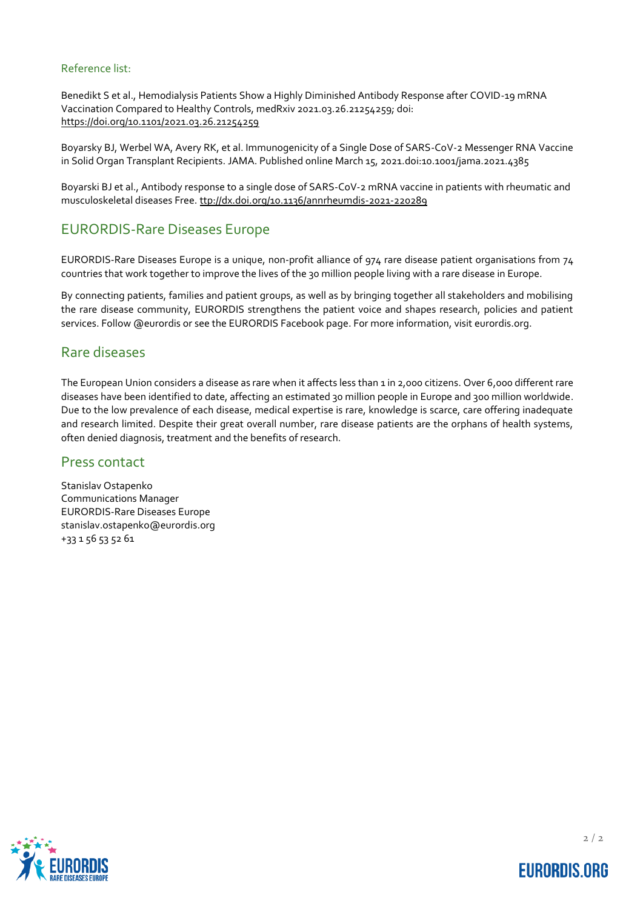Reference list:

Benedikt S et al., Hemodialysis Patients Show a Highly Diminished Antibody Response after COVID-19 mRNA Vaccination Compared to Healthy Controls, medRxiv 2021.03.26.21254259; doi: https://doi.org/10.1101/2021.03.26.21254259

Boyarsky BJ, Werbel WA, Avery RK, et al. Immunogenicity of a Single Dose of SARS-CoV-2 Messenger RNA Vaccine in Solid Organ Transplant Recipients. JAMA. Published online March 15, 2021.doi:10.1001/jama.2021.4385

Boyarski BJ et al., Antibody response to a single dose of SARS-CoV-2 mRNA vaccine in patients with rheumatic and musculoskeletal diseases Free. ttp://dx.doi.org/10.1136/annrheumdis-2021-220289

## EURORDIS-Rare Diseases Europe

EURORDIS-Rare Diseases Europe is a unique, non-profit alliance of 974 rare disease patient organisations from 74 countries that work together to improve the lives of the 30 million people living with a rare disease in Europe.

By connecting patients, families and patient groups, as well as by bringing together all stakeholders and mobilising the rare disease community, EURORDIS strengthens the patient voice and shapes research, policies and patient services. Follow @eurordis or see the EURORDIS Facebook page. For more information, visit eurordis.org.

## Rare diseases

The European Union considers a disease as rare when it affects less than 1 in 2,000 citizens. Over 6,000 different rare diseases have been identified to date, affecting an estimated 30 million people in Europe and 300 million worldwide. Due to the low prevalence of each disease, medical expertise is rare, knowledge is scarce, care offering inadequate and research limited. Despite their great overall number, rare disease patients are the orphans of health systems, often denied diagnosis, treatment and the benefits of research.

## Press contact

Stanislav Ostapenko
Communications Manager
EURORDIS-Rare Diseases Europe
stanislav.ostapenko@eurordis.org
+33 1 56 53 52 61